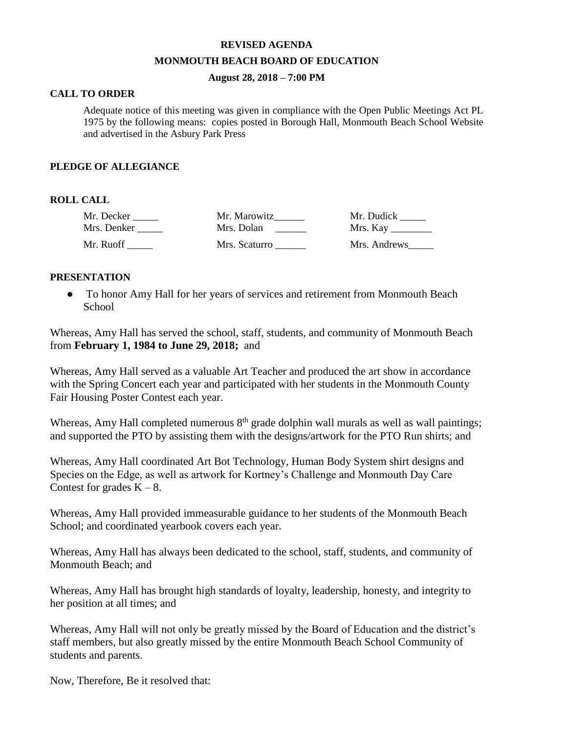**REVISED AGENDA**

**MONMOUTH BEACH BOARD OF EDUCATION**

**August 28, 2018 – 7:00 PM**

**CALL TO ORDER**

Adequate notice of this meeting was given in compliance with the Open Public Meetings Act PL 1975 by the following means: copies posted in Borough Hall, Monmouth Beach School Website and advertised in the Asbury Park Press

**PLEDGE OF ALLEGIANCE**

**ROLL CALL**

| | | |
|---|---|---|
| Mr. Decker _____ | Mr. Marowitz______ | Mr. Dudick _____ |
| Mrs. Denker _____ | Mrs. Dolan ______ | Mrs. Kay ________ |
| Mr. Ruoff _____ | Mrs. Scaturro ______ | Mrs. Andrews_____ |

**PRESENTATION**

- To honor Amy Hall for her years of services and retirement from Monmouth Beach School

Whereas, Amy Hall has served the school, staff, students, and community of Monmouth Beach from **February 1, 1984 to June 29, 2018;** and

Whereas, Amy Hall served as a valuable Art Teacher and produced the art show in accordance with the Spring Concert each year and participated with her students in the Monmouth County Fair Housing Poster Contest each year.

Whereas, Amy Hall completed numerous 8th grade dolphin wall murals as well as wall paintings; and supported the PTO by assisting them with the designs/artwork for the PTO Run shirts; and

Whereas, Amy Hall coordinated Art Bot Technology, Human Body System shirt designs and Species on the Edge, as well as artwork for Kortney's Challenge and Monmouth Day Care Contest for grades K – 8.

Whereas, Amy Hall provided immeasurable guidance to her students of the Monmouth Beach School; and coordinated yearbook covers each year.

Whereas, Amy Hall has always been dedicated to the school, staff, students, and community of Monmouth Beach; and

Whereas, Amy Hall has brought high standards of loyalty, leadership, honesty, and integrity to her position at all times; and

Whereas, Amy Hall will not only be greatly missed by the Board of Education and the district's staff members, but also greatly missed by the entire Monmouth Beach School Community of students and parents.

Now, Therefore, Be it resolved that: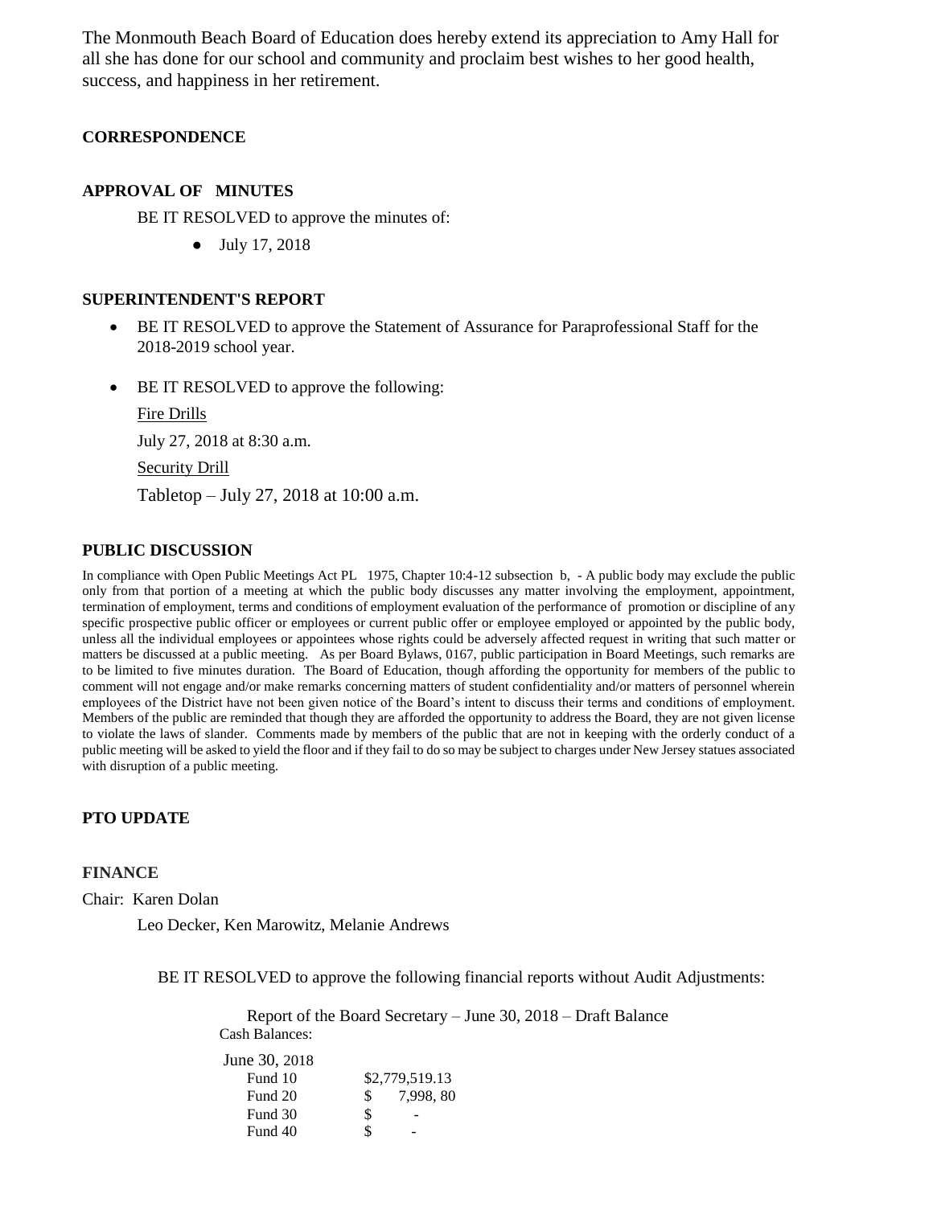The Monmouth Beach Board of Education does hereby extend its appreciation to Amy Hall for all she has done for our school and community and proclaim best wishes to her good health, success, and happiness in her retirement.

**CORRESPONDENCE**

**APPROVAL OF MINUTES**

BE IT RESOLVED to approve the minutes of:

- July 17, 2018

**SUPERINTENDENT'S REPORT**

- BE IT RESOLVED to approve the Statement of Assurance for Paraprofessional Staff for the 2018-2019 school year.
- BE IT RESOLVED to approve the following:

  Fire Drills

  July 27, 2018 at 8:30 a.m.

  Security Drill

  Tabletop – July 27, 2018 at 10:00 a.m.

**PUBLIC DISCUSSION**

In compliance with Open Public Meetings Act PL 1975, Chapter 10:4-12 subsection b, - A public body may exclude the public only from that portion of a meeting at which the public body discusses any matter involving the employment, appointment, termination of employment, terms and conditions of employment evaluation of the performance of promotion or discipline of any specific prospective public officer or employees or current public offer or employee employed or appointed by the public body, unless all the individual employees or appointees whose rights could be adversely affected request in writing that such matter or matters be discussed at a public meeting. As per Board Bylaws, 0167, public participation in Board Meetings, such remarks are to be limited to five minutes duration. The Board of Education, though affording the opportunity for members of the public to comment will not engage and/or make remarks concerning matters of student confidentiality and/or matters of personnel wherein employees of the District have not been given notice of the Board's intent to discuss their terms and conditions of employment. Members of the public are reminded that though they are afforded the opportunity to address the Board, they are not given license to violate the laws of slander. Comments made by members of the public that are not in keeping with the orderly conduct of a public meeting will be asked to yield the floor and if they fail to do so may be subject to charges under New Jersey statues associated with disruption of a public meeting.

**PTO UPDATE**

**FINANCE**

Chair: Karen Dolan

Leo Decker, Ken Marowitz, Melanie Andrews

BE IT RESOLVED to approve the following financial reports without Audit Adjustments:

Report of the Board Secretary – June 30, 2018 – Draft Balance

Cash Balances:

| June 30, 2018 | |
|---|---|
| Fund 10 | $2,779,519.13 |
| Fund 20 | $ 7,998, 80 |
| Fund 30 | $ - |
| Fund 40 | $ - |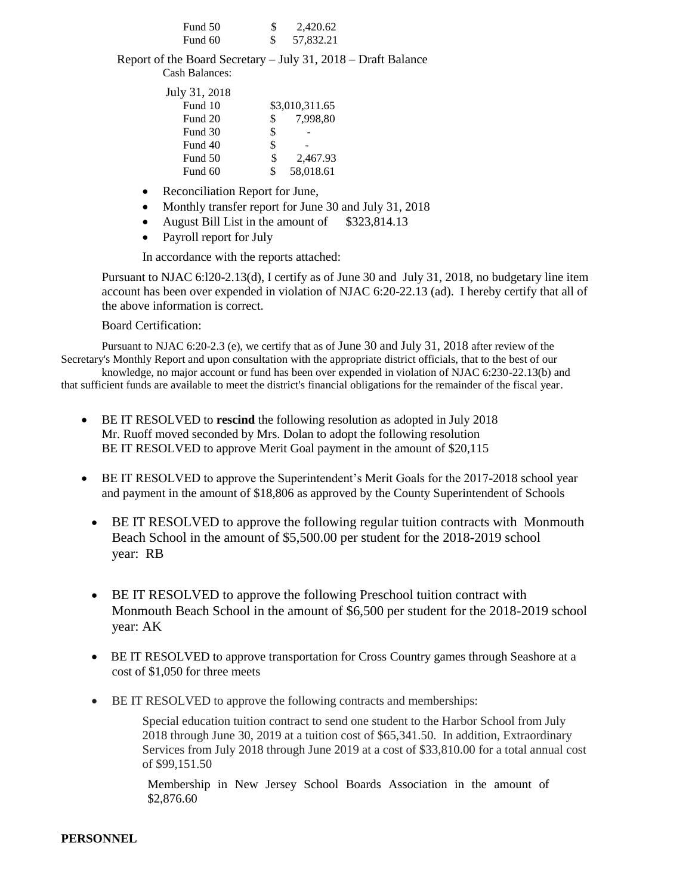| | |
|---|---|
| Fund 50 | $ 2,420.62 |
| Fund 60 | $ 57,832.21 |

Report of the Board Secretary – July 31, 2018 – Draft Balance

Cash Balances:

| July 31, 2018 | |
|---|---|
| Fund 10 | $3,010,311.65 |
| Fund 20 | $ 7,998,80 |
| Fund 30 | $ - |
| Fund 40 | $ - |
| Fund 50 | $ 2,467.93 |
| Fund 60 | $ 58,018.61 |

- Reconciliation Report for June,
- Monthly transfer report for June 30 and July 31, 2018
- August Bill List in the amount of $323,814.13
- Payroll report for July

In accordance with the reports attached:

Pursuant to NJAC 6:l20-2.13(d), I certify as of June 30 and July 31, 2018, no budgetary line item account has been over expended in violation of NJAC 6:20-22.13 (ad). I hereby certify that all of the above information is correct.

Board Certification:

Pursuant to NJAC 6:20-2.3 (e), we certify that as of June 30 and July 31, 2018 after review of the Secretary's Monthly Report and upon consultation with the appropriate district officials, that to the best of our knowledge, no major account or fund has been over expended in violation of NJAC 6:230-22.13(b) and that sufficient funds are available to meet the district's financial obligations for the remainder of the fiscal year.

- BE IT RESOLVED to **rescind** the following resolution as adopted in July 2018
  Mr. Ruoff moved seconded by Mrs. Dolan to adopt the following resolution
  BE IT RESOLVED to approve Merit Goal payment in the amount of $20,115

- BE IT RESOLVED to approve the Superintendent's Merit Goals for the 2017-2018 school year and payment in the amount of $18,806 as approved by the County Superintendent of Schools

- BE IT RESOLVED to approve the following regular tuition contracts with Monmouth Beach School in the amount of $5,500.00 per student for the 2018-2019 school year: RB

- BE IT RESOLVED to approve the following Preschool tuition contract with Monmouth Beach School in the amount of $6,500 per student for the 2018-2019 school year: AK

- BE IT RESOLVED to approve transportation for Cross Country games through Seashore at a cost of $1,050 for three meets

- BE IT RESOLVED to approve the following contracts and memberships:

  Special education tuition contract to send one student to the Harbor School from July 2018 through June 30, 2019 at a tuition cost of $65,341.50. In addition, Extraordinary Services from July 2018 through June 2019 at a cost of $33,810.00 for a total annual cost of $99,151.50

  Membership in New Jersey School Boards Association in the amount of $2,876.60

**PERSONNEL**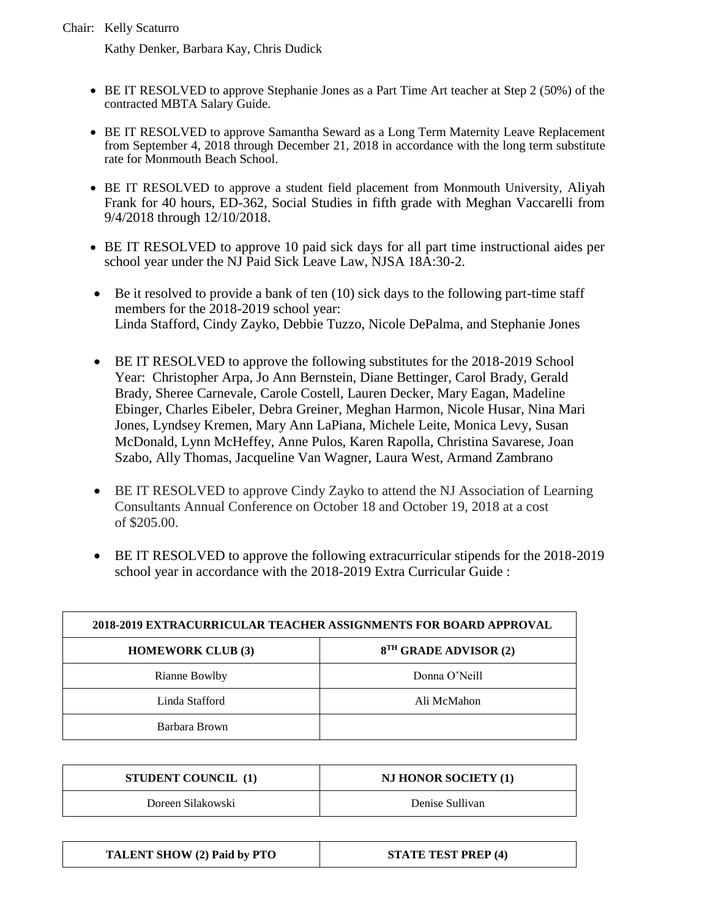Chair: Kelly Scaturro

Kathy Denker, Barbara Kay, Chris Dudick

- BE IT RESOLVED to approve Stephanie Jones as a Part Time Art teacher at Step 2 (50%) of the contracted MBTA Salary Guide.
- BE IT RESOLVED to approve Samantha Seward as a Long Term Maternity Leave Replacement from September 4, 2018 through December 21, 2018 in accordance with the long term substitute rate for Monmouth Beach School.
- BE IT RESOLVED to approve a student field placement from Monmouth University, Aliyah Frank for 40 hours, ED-362, Social Studies in fifth grade with Meghan Vaccarelli from 9/4/2018 through 12/10/2018.
- BE IT RESOLVED to approve 10 paid sick days for all part time instructional aides per school year under the NJ Paid Sick Leave Law, NJSA 18A:30-2.
- Be it resolved to provide a bank of ten (10) sick days to the following part-time staff members for the 2018-2019 school year:
  Linda Stafford, Cindy Zayko, Debbie Tuzzo, Nicole DePalma, and Stephanie Jones
- BE IT RESOLVED to approve the following substitutes for the 2018-2019 School Year: Christopher Arpa, Jo Ann Bernstein, Diane Bettinger, Carol Brady, Gerald Brady, Sheree Carnevale, Carole Costell, Lauren Decker, Mary Eagan, Madeline Ebinger, Charles Eibeler, Debra Greiner, Meghan Harmon, Nicole Husar, Nina Mari Jones, Lyndsey Kremen, Mary Ann LaPiana, Michele Leite, Monica Levy, Susan McDonald, Lynn McHeffey, Anne Pulos, Karen Rapolla, Christina Savarese, Joan Szabo, Ally Thomas, Jacqueline Van Wagner, Laura West, Armand Zambrano
- BE IT RESOLVED to approve Cindy Zayko to attend the NJ Association of Learning Consultants Annual Conference on October 18 and October 19, 2018 at a cost of $205.00.
- BE IT RESOLVED to approve the following extracurricular stipends for the 2018-2019 school year in accordance with the 2018-2019 Extra Curricular Guide :

**2018-2019 EXTRACURRICULAR TEACHER ASSIGNMENTS FOR BOARD APPROVAL**

| HOMEWORK CLUB (3) | 8TH GRADE ADVISOR (2) |
|---|---|
| Rianne Bowlby | Donna O'Neill |
| Linda Stafford | Ali McMahon |
| Barbara Brown | |

| STUDENT COUNCIL (1) | NJ HONOR SOCIETY (1) |
|---|---|
| Doreen Silakowski | Denise Sullivan |

| TALENT SHOW (2) Paid by PTO | STATE TEST PREP (4) |
|---|---|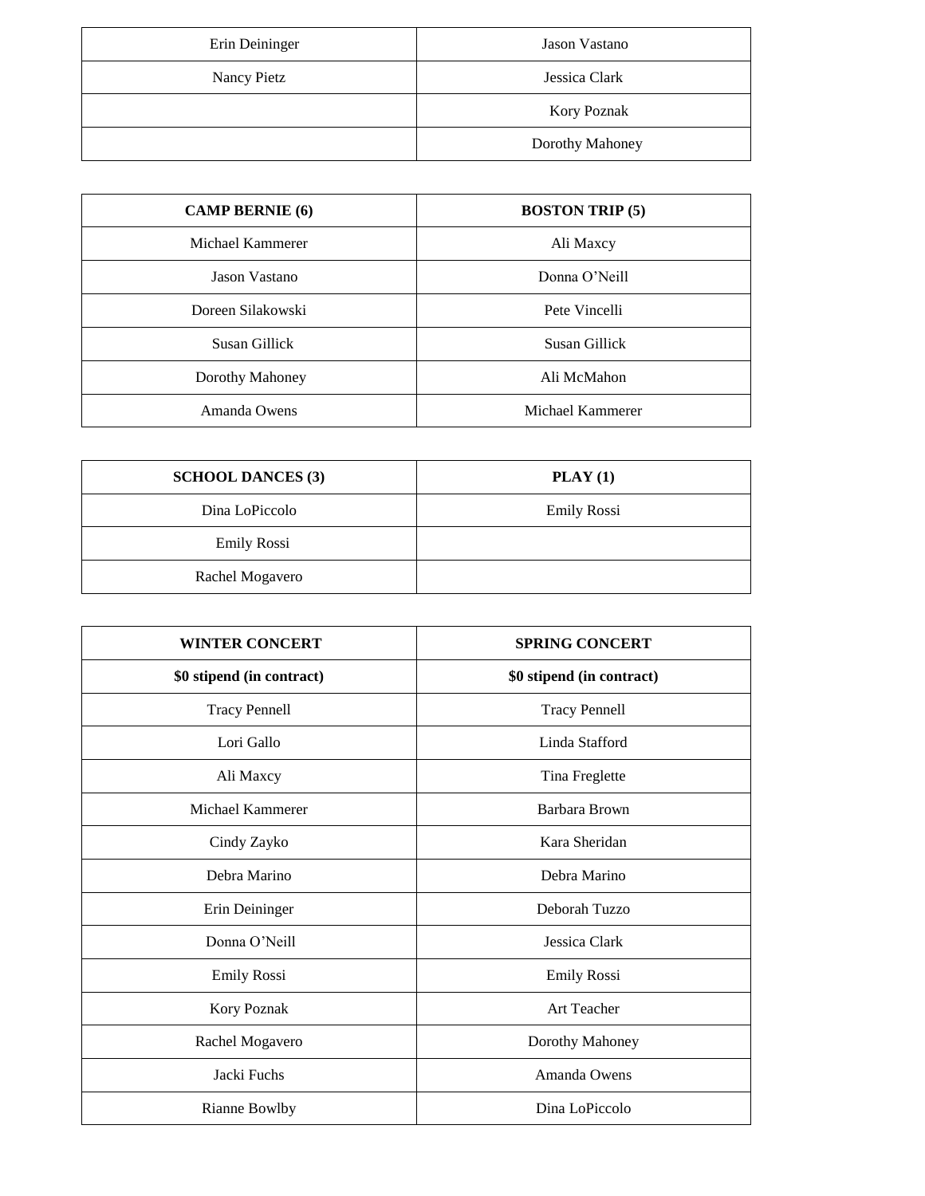| | |
|---|---|
| Erin Deininger | Jason Vastano |
| Nancy Pietz | Jessica Clark |
| | Kory Poznak |
| | Dorothy Mahoney |

| **CAMP BERNIE (6)** | **BOSTON TRIP (5)** |
|---|---|
| Michael Kammerer | Ali Maxcy |
| Jason Vastano | Donna O'Neill |
| Doreen Silakowski | Pete Vincelli |
| Susan Gillick | Susan Gillick |
| Dorothy Mahoney | Ali McMahon |
| Amanda Owens | Michael Kammerer |

| **SCHOOL DANCES (3)** | **PLAY (1)** |
|---|---|
| Dina LoPiccolo | Emily Rossi |
| Emily Rossi | |
| Rachel Mogavero | |

| **WINTER CONCERT** | **SPRING CONCERT** |
|---|---|
| **$0 stipend (in contract)** | **$0 stipend (in contract)** |
| Tracy Pennell | Tracy Pennell |
| Lori Gallo | Linda Stafford |
| Ali Maxcy | Tina Freglette |
| Michael Kammerer | Barbara Brown |
| Cindy Zayko | Kara Sheridan |
| Debra Marino | Debra Marino |
| Erin Deininger | Deborah Tuzzo |
| Donna O'Neill | Jessica Clark |
| Emily Rossi | Emily Rossi |
| Kory Poznak | Art Teacher |
| Rachel Mogavero | Dorothy Mahoney |
| Jacki Fuchs | Amanda Owens |
| Rianne Bowlby | Dina LoPiccolo |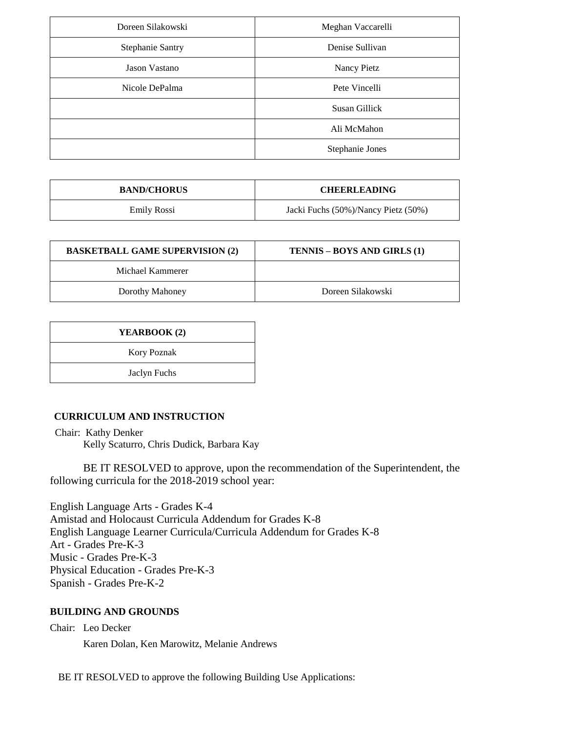| | |
|---|---|
| Doreen Silakowski | Meghan Vaccarelli |
| Stephanie Santry | Denise Sullivan |
| Jason Vastano | Nancy Pietz |
| Nicole DePalma | Pete Vincelli |
| | Susan Gillick |
| | Ali McMahon |
| | Stephanie Jones |

| **BAND/CHORUS** | **CHEERLEADING** |
|---|---|
| Emily Rossi | Jacki Fuchs (50%)/Nancy Pietz (50%) |

| **BASKETBALL GAME SUPERVISION (2)** | **TENNIS – BOYS AND GIRLS (1)** |
|---|---|
| Michael Kammerer | |
| Dorothy Mahoney | Doreen Silakowski |

| **YEARBOOK (2)** |
|---|
| Kory Poznak |
| Jaclyn Fuchs |

**CURRICULUM AND INSTRUCTION**

Chair: Kathy Denker
Kelly Scaturro, Chris Dudick, Barbara Kay

BE IT RESOLVED to approve, upon the recommendation of the Superintendent, the following curricula for the 2018-2019 school year:

English Language Arts - Grades K-4
Amistad and Holocaust Curricula Addendum for Grades K-8
English Language Learner Curricula/Curricula Addendum for Grades K-8
Art - Grades Pre-K-3
Music - Grades Pre-K-3
Physical Education - Grades Pre-K-3
Spanish - Grades Pre-K-2

**BUILDING AND GROUNDS**

Chair: Leo Decker
Karen Dolan, Ken Marowitz, Melanie Andrews

BE IT RESOLVED to approve the following Building Use Applications: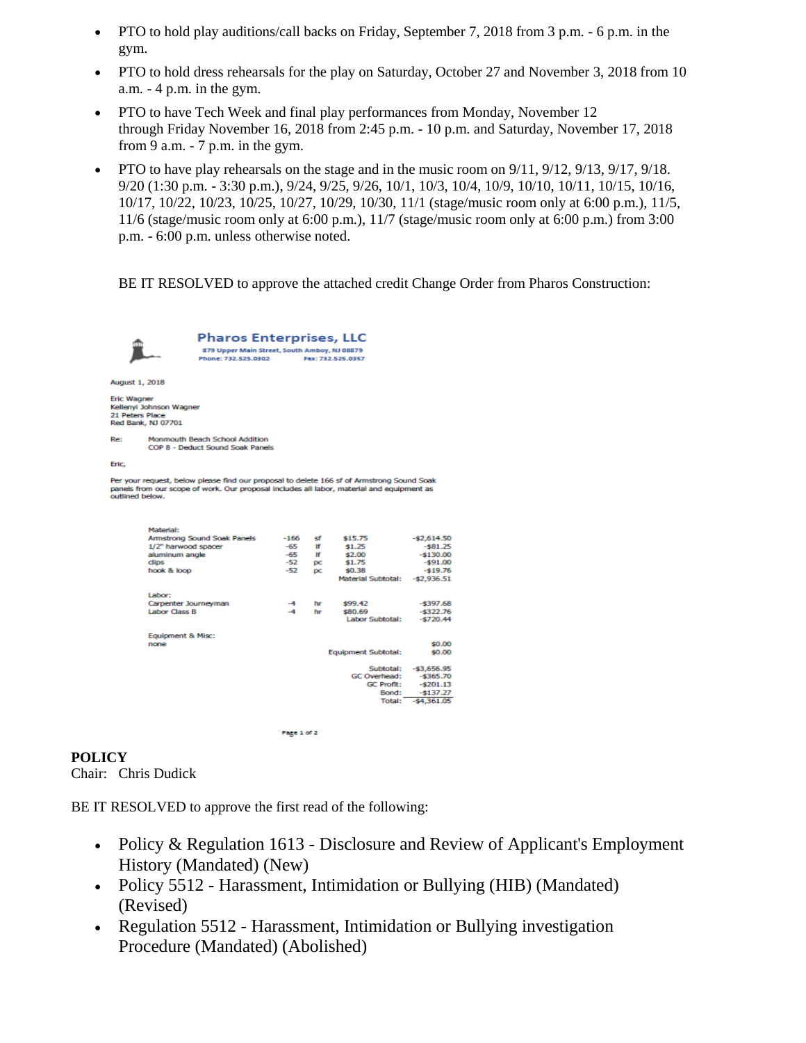- PTO to hold play auditions/call backs on Friday, September 7, 2018 from 3 p.m. - 6 p.m. in the gym.
- PTO to hold dress rehearsals for the play on Saturday, October 27 and November 3, 2018 from 10 a.m. - 4 p.m. in the gym.
- PTO to have Tech Week and final play performances from Monday, November 12 through Friday November 16, 2018 from 2:45 p.m. - 10 p.m. and Saturday, November 17, 2018 from 9 a.m. - 7 p.m. in the gym.
- PTO to have play rehearsals on the stage and in the music room on 9/11, 9/12, 9/13, 9/17, 9/18. 9/20 (1:30 p.m. - 3:30 p.m.), 9/24, 9/25, 9/26, 10/1, 10/3, 10/4, 10/9, 10/10, 10/11, 10/15, 10/16, 10/17, 10/22, 10/23, 10/25, 10/27, 10/29, 10/30, 11/1 (stage/music room only at 6:00 p.m.), 11/5, 11/6 (stage/music room only at 6:00 p.m.), 11/7 (stage/music room only at 6:00 p.m.) from 3:00 p.m. - 6:00 p.m. unless otherwise noted.

BE IT RESOLVED to approve the attached credit Change Order from Pharos Construction:

**Pharos Enterprises, LLC**
879 Upper Main Street, South Amboy, NJ 08879
Phone: 732.525.0302 Fax: 732.525.0357

August 1, 2018

Eric Wagner
Kellenyi Johnson Wagner
21 Peters Place
Red Bank, NJ 07701

Re: Monmouth Beach School Addition
COP 8 - Deduct Sound Soak Panels

Eric,

Per your request, below please find our proposal to delete 166 sf of Armstrong Sound Soak panels from our scope of work. Our proposal includes all labor, material and equipment as outlined below.

| | | | | |
|---|---|---|---|---|
| **Material:** | | | | |
| Armstrong Sound Soak Panels | -166 | sf | $15.75 | -$2,614.50 |
| 1/2" harwood spacer | -65 | lf | $1.25 | -$81.25 |
| aluminum angle | -65 | lf | $2.00 | -$130.00 |
| clips | -52 | pc | $1.75 | -$91.00 |
| hook & loop | -52 | pc | $0.38 | -$19.76 |
| | | | Material Subtotal: | -$2,936.51 |
| **Labor:** | | | | |
| Carpenter Journeyman | -4 | hr | $99.42 | -$397.68 |
| Labor Class B | -4 | hr | $80.69 | -$322.76 |
| | | | Labor Subtotal: | -$720.44 |
| **Equipment & Misc:** | | | | |
| none | | | | $0.00 |
| | | | Equipment Subtotal: | $0.00 |
| | | | Subtotal: | -$3,656.95 |
| | | | GC Overhead: | -$365.70 |
| | | | GC Profit: | -$201.13 |
| | | | Bond: | -$137.27 |
| | | | Total: | -$4,361.05 |

Page 1 of 2

**POLICY**
Chair: Chris Dudick

BE IT RESOLVED to approve the first read of the following:

- Policy & Regulation 1613 - Disclosure and Review of Applicant's Employment History (Mandated) (New)
- Policy 5512 - Harassment, Intimidation or Bullying (HIB) (Mandated) (Revised)
- Regulation 5512 - Harassment, Intimidation or Bullying investigation Procedure (Mandated) (Abolished)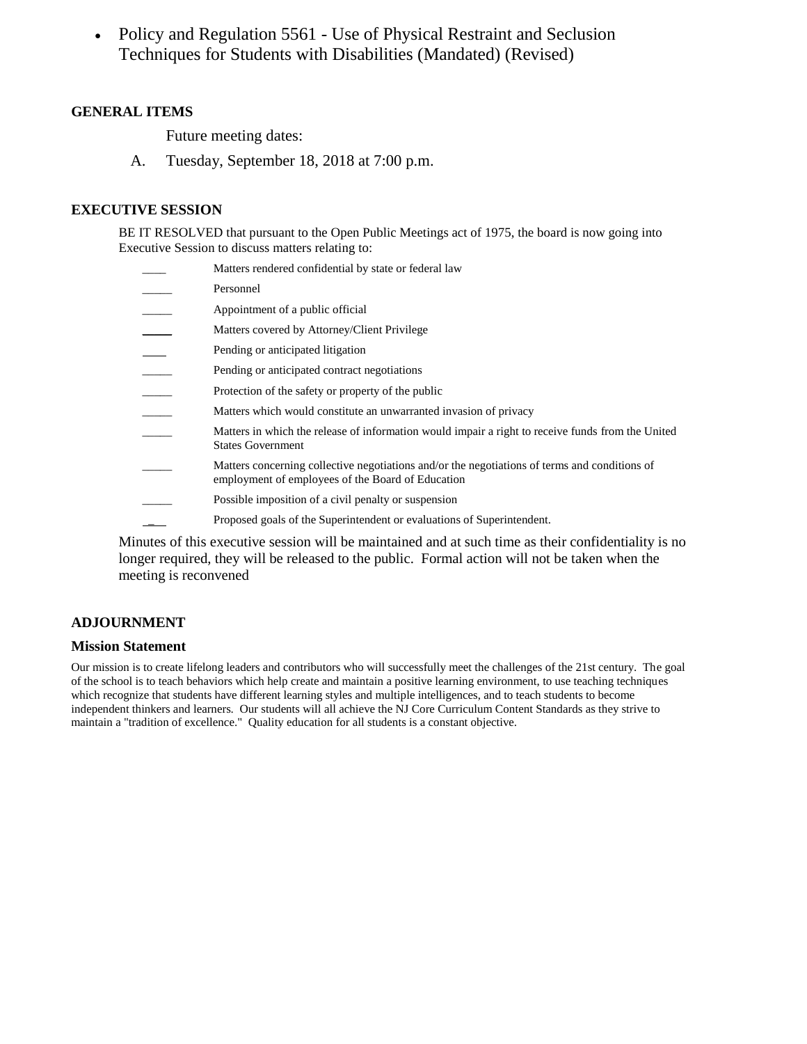- Policy and Regulation 5561 - Use of Physical Restraint and Seclusion Techniques for Students with Disabilities (Mandated) (Revised)

## GENERAL ITEMS

Future meeting dates:

A. Tuesday, September 18, 2018 at 7:00 p.m.

## EXECUTIVE SESSION

BE IT RESOLVED that pursuant to the Open Public Meetings act of 1975, the board is now going into Executive Session to discuss matters relating to:

____ Matters rendered confidential by state or federal law

_____ Personnel

_____ Appointment of a public official

_____ Matters covered by Attorney/Client Privilege

____ Pending or anticipated litigation

_____ Pending or anticipated contract negotiations

_____ Protection of the safety or property of the public

_____ Matters which would constitute an unwarranted invasion of privacy

_____ Matters in which the release of information would impair a right to receive funds from the United States Government

_____ Matters concerning collective negotiations and/or the negotiations of terms and conditions of employment of employees of the Board of Education

_____ Possible imposition of a civil penalty or suspension

_____ Proposed goals of the Superintendent or evaluations of Superintendent.

Minutes of this executive session will be maintained and at such time as their confidentiality is no longer required, they will be released to the public. Formal action will not be taken when the meeting is reconvened

## ADJOURNMENT

### Mission Statement

Our mission is to create lifelong leaders and contributors who will successfully meet the challenges of the 21st century. The goal of the school is to teach behaviors which help create and maintain a positive learning environment, to use teaching techniques which recognize that students have different learning styles and multiple intelligences, and to teach students to become independent thinkers and learners. Our students will all achieve the NJ Core Curriculum Content Standards as they strive to maintain a "tradition of excellence." Quality education for all students is a constant objective.